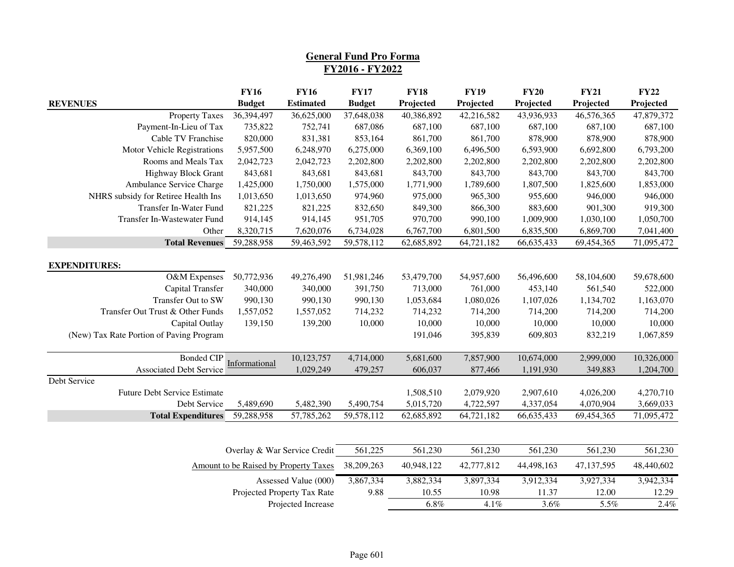# General Fund Pro Forma
## FY2016 - FY2022

| REVENUES | FY16 Budget | FY16 Estimated | FY17 Budget | FY18 Projected | FY19 Projected | FY20 Projected | FY21 Projected | FY22 Projected |
|---|---|---|---|---|---|---|---|---|
| Property Taxes | 36,394,497 | 36,625,000 | 37,648,038 | 40,386,892 | 42,216,582 | 43,936,933 | 46,576,365 | 47,879,372 |
| Payment-In-Lieu of Tax | 735,822 | 752,741 | 687,086 | 687,100 | 687,100 | 687,100 | 687,100 | 687,100 |
| Cable TV Franchise | 820,000 | 831,381 | 853,164 | 861,700 | 861,700 | 878,900 | 878,900 | 878,900 |
| Motor Vehicle Registrations | 5,957,500 | 6,248,970 | 6,275,000 | 6,369,100 | 6,496,500 | 6,593,900 | 6,692,800 | 6,793,200 |
| Rooms and Meals Tax | 2,042,723 | 2,042,723 | 2,202,800 | 2,202,800 | 2,202,800 | 2,202,800 | 2,202,800 | 2,202,800 |
| Highway Block Grant | 843,681 | 843,681 | 843,681 | 843,700 | 843,700 | 843,700 | 843,700 | 843,700 |
| Ambulance Service Charge | 1,425,000 | 1,750,000 | 1,575,000 | 1,771,900 | 1,789,600 | 1,807,500 | 1,825,600 | 1,853,000 |
| NHRS subsidy for Retiree Health Ins | 1,013,650 | 1,013,650 | 974,960 | 975,000 | 965,300 | 955,600 | 946,000 | 946,000 |
| Transfer In-Water Fund | 821,225 | 821,225 | 832,650 | 849,300 | 866,300 | 883,600 | 901,300 | 919,300 |
| Transfer In-Wastewater Fund | 914,145 | 914,145 | 951,705 | 970,700 | 990,100 | 1,009,900 | 1,030,100 | 1,050,700 |
| Other | 8,320,715 | 7,620,076 | 6,734,028 | 6,767,700 | 6,801,500 | 6,835,500 | 6,869,700 | 7,041,400 |
| **Total Revenues** | 59,288,958 | 59,463,592 | 59,578,112 | 62,685,892 | 64,721,182 | 66,635,433 | 69,454,365 | 71,095,472 |
| | | | | | | | | |
| **EXPENDITURES:** | | | | | | | | |
| O&M Expenses | 50,772,936 | 49,276,490 | 51,981,246 | 53,479,700 | 54,957,600 | 56,496,600 | 58,104,600 | 59,678,600 |
| Capital Transfer | 340,000 | 340,000 | 391,750 | 713,000 | 761,000 | 453,140 | 561,540 | 522,000 |
| Transfer Out to SW | 990,130 | 990,130 | 990,130 | 1,053,684 | 1,080,026 | 1,107,026 | 1,134,702 | 1,163,070 |
| Transfer Out Trust & Other Funds | 1,557,052 | 1,557,052 | 714,232 | 714,232 | 714,200 | 714,200 | 714,200 | 714,200 |
| Capital Outlay | 139,150 | 139,200 | 10,000 | 10,000 | 10,000 | 10,000 | 10,000 | 10,000 |
| (New) Tax Rate Portion of Paving Program | | | | 191,046 | 395,839 | 609,803 | 832,219 | 1,067,859 |
| | | | | | | | | |
| Bonded CIP | Informational | 10,123,757 | 4,714,000 | 5,681,600 | 7,857,900 | 10,674,000 | 2,999,000 | 10,326,000 |
| Associated Debt Service | | 1,029,249 | 479,257 | 606,037 | 877,466 | 1,191,930 | 349,883 | 1,204,700 |
| Debt Service | | | | | | | | |
| Future Debt Service Estimate | | | | 1,508,510 | 2,079,920 | 2,907,610 | 4,026,200 | 4,270,710 |
| Debt Service | 5,489,690 | 5,482,390 | 5,490,754 | 5,015,720 | 4,722,597 | 4,337,054 | 4,070,904 | 3,669,033 |
| **Total Expenditures** | 59,288,958 | 57,785,262 | 59,578,112 | 62,685,892 | 64,721,182 | 66,635,433 | 69,454,365 | 71,095,472 |

| | FY17 | FY18 | FY19 | FY20 | FY21 | FY22 |
|---|---|---|---|---|---|---|
| Overlay & War Service Credit | 561,225 | 561,230 | 561,230 | 561,230 | 561,230 | 561,230 |
| Amount to be Raised by Property Taxes | 38,209,263 | 40,948,122 | 42,777,812 | 44,498,163 | 47,137,595 | 48,440,602 |
| Assessed Value (000) | 3,867,334 | 3,882,334 | 3,897,334 | 3,912,334 | 3,927,334 | 3,942,334 |
| Projected Property Tax Rate | 9.88 | 10.55 | 10.98 | 11.37 | 12.00 | 12.29 |
| Projected Increase | | 6.8% | 4.1% | 3.6% | 5.5% | 2.4% |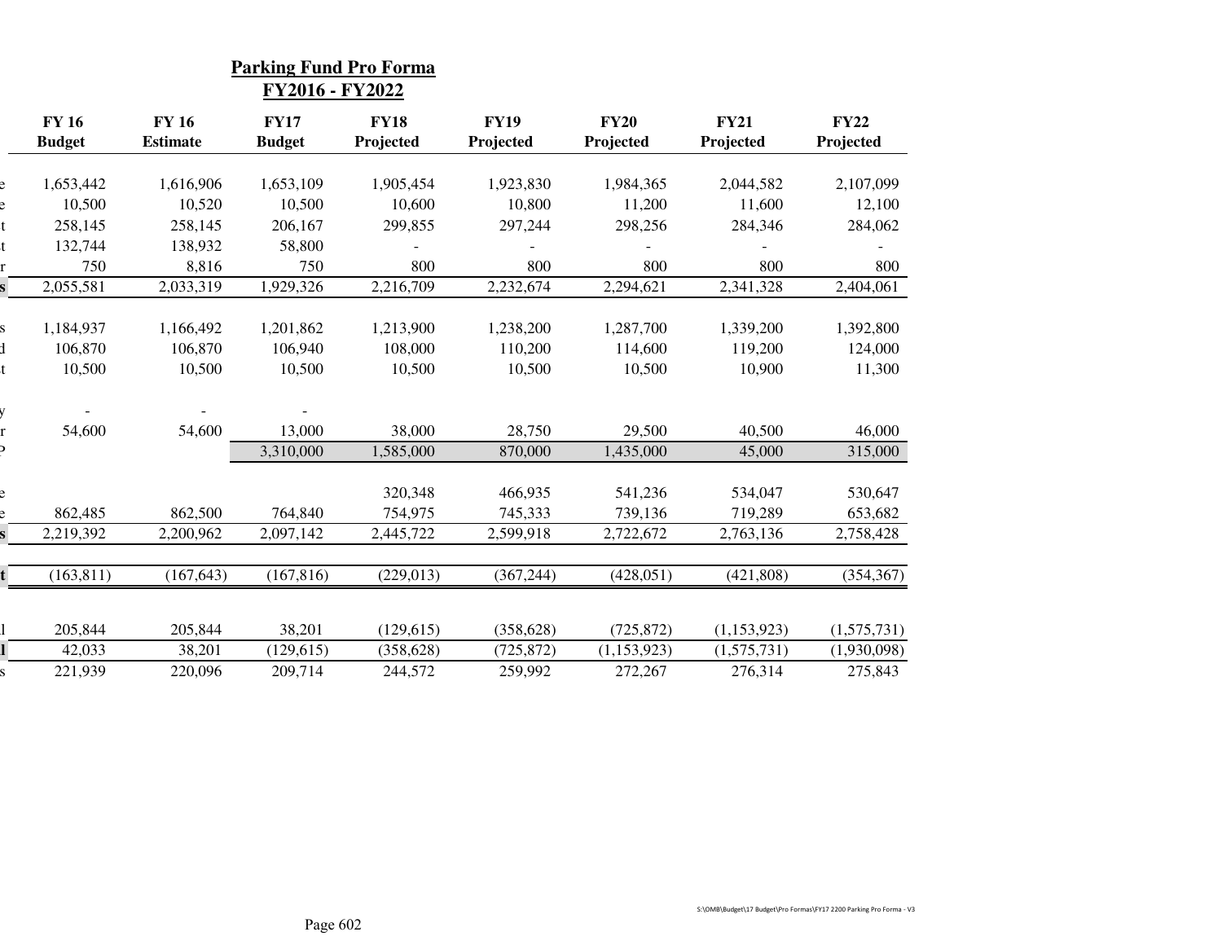## Parking Fund Pro Forma
## FY2016 - FY2022

| | FY 16 Budget | FY 16 Estimate | FY17 Budget | FY18 Projected | FY19 Projected | FY20 Projected | FY21 Projected | FY22 Projected |
|---|---|---|---|---|---|---|---|---|
| e | 1,653,442 | 1,616,906 | 1,653,109 | 1,905,454 | 1,923,830 | 1,984,365 | 2,044,582 | 2,107,099 |
| e | 10,500 | 10,520 | 10,500 | 10,600 | 10,800 | 11,200 | 11,600 | 12,100 |
| t | 258,145 | 258,145 | 206,167 | 299,855 | 297,244 | 298,256 | 284,346 | 284,062 |
| t | 132,744 | 138,932 | 58,800 | - | - | - | - | - |
| r | 750 | 8,816 | 750 | 800 | 800 | 800 | 800 | 800 |
| **s** | 2,055,581 | 2,033,319 | 1,929,326 | 2,216,709 | 2,232,674 | 2,294,621 | 2,341,328 | 2,404,061 |
| s | 1,184,937 | 1,166,492 | 1,201,862 | 1,213,900 | 1,238,200 | 1,287,700 | 1,339,200 | 1,392,800 |
| d | 106,870 | 106,870 | 106,940 | 108,000 | 110,200 | 114,600 | 119,200 | 124,000 |
| t | 10,500 | 10,500 | 10,500 | 10,500 | 10,500 | 10,500 | 10,900 | 11,300 |
| y | - | - | - | | | | | |
| r | 54,600 | 54,600 | 13,000 | 38,000 | 28,750 | 29,500 | 40,500 | 46,000 |
| P | | | 3,310,000 | 1,585,000 | 870,000 | 1,435,000 | 45,000 | 315,000 |
| e | | | | 320,348 | 466,935 | 541,236 | 534,047 | 530,647 |
| e | 862,485 | 862,500 | 764,840 | 754,975 | 745,333 | 739,136 | 719,289 | 653,682 |
| **s** | 2,219,392 | 2,200,962 | 2,097,142 | 2,445,722 | 2,599,918 | 2,722,672 | 2,763,136 | 2,758,428 |
| **t** | (163,811) | (167,643) | (167,816) | (229,013) | (367,244) | (428,051) | (421,808) | (354,367) |
| l | 205,844 | 205,844 | 38,201 | (129,615) | (358,628) | (725,872) | (1,153,923) | (1,575,731) |
| **l** | 42,033 | 38,201 | (129,615) | (358,628) | (725,872) | (1,153,923) | (1,575,731) | (1,930,098) |
| s | 221,939 | 220,096 | 209,714 | 244,572 | 259,992 | 272,267 | 276,314 | 275,843 |

S:\OMB\Budget\17 Budget\Pro Formas\FY17 2200 Parking Pro Forma - V3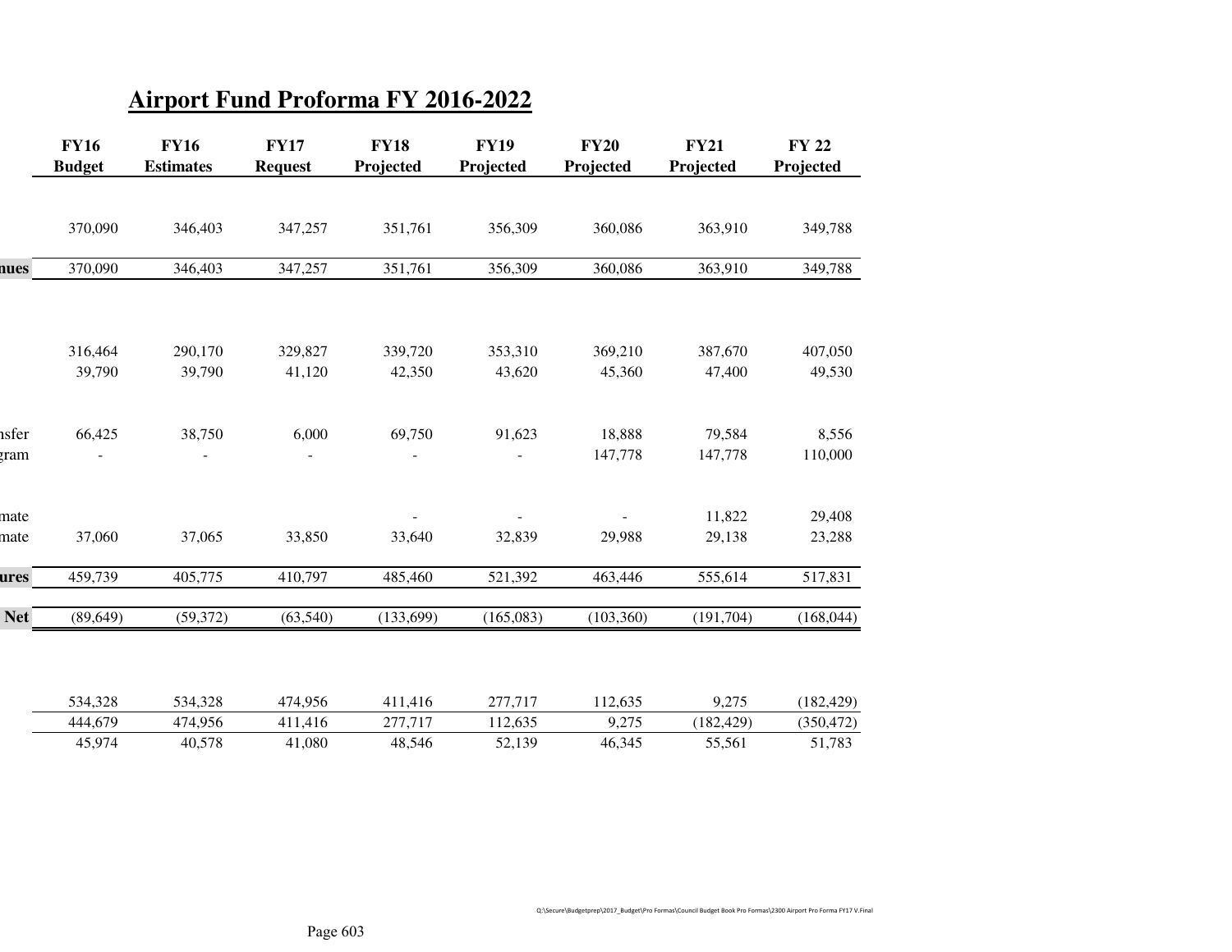# Airport Fund Proforma FY 2016-2022

| | FY16 Budget | FY16 Estimates | FY17 Request | FY18 Projected | FY19 Projected | FY20 Projected | FY21 Projected | FY 22 Projected |
|---|---|---|---|---|---|---|---|---|
| | 370,090 | 346,403 | 347,257 | 351,761 | 356,309 | 360,086 | 363,910 | 349,788 |
| **nues** | 370,090 | 346,403 | 347,257 | 351,761 | 356,309 | 360,086 | 363,910 | 349,788 |
| | 316,464 | 290,170 | 329,827 | 339,720 | 353,310 | 369,210 | 387,670 | 407,050 |
| | 39,790 | 39,790 | 41,120 | 42,350 | 43,620 | 45,360 | 47,400 | 49,530 |
| nsfer | 66,425 | 38,750 | 6,000 | 69,750 | 91,623 | 18,888 | 79,584 | 8,556 |
| gram | - | - | - | - | - | 147,778 | 147,778 | 110,000 |
| mate | | | | - | - | - | 11,822 | 29,408 |
| mate | 37,060 | 37,065 | 33,850 | 33,640 | 32,839 | 29,988 | 29,138 | 23,288 |
| **ures** | 459,739 | 405,775 | 410,797 | 485,460 | 521,392 | 463,446 | 555,614 | 517,831 |
| **Net** | (89,649) | (59,372) | (63,540) | (133,699) | (165,083) | (103,360) | (191,704) | (168,044) |
| | 534,328 | 534,328 | 474,956 | 411,416 | 277,717 | 112,635 | 9,275 | (182,429) |
| | 444,679 | 474,956 | 411,416 | 277,717 | 112,635 | 9,275 | (182,429) | (350,472) |
| | 45,974 | 40,578 | 41,080 | 48,546 | 52,139 | 46,345 | 55,561 | 51,783 |

Q:\Secure\Budgetprep\2017_Budget\Pro Formas\Council Budget Book Pro Formas\2300 Airport Pro Forma FY17 V.Final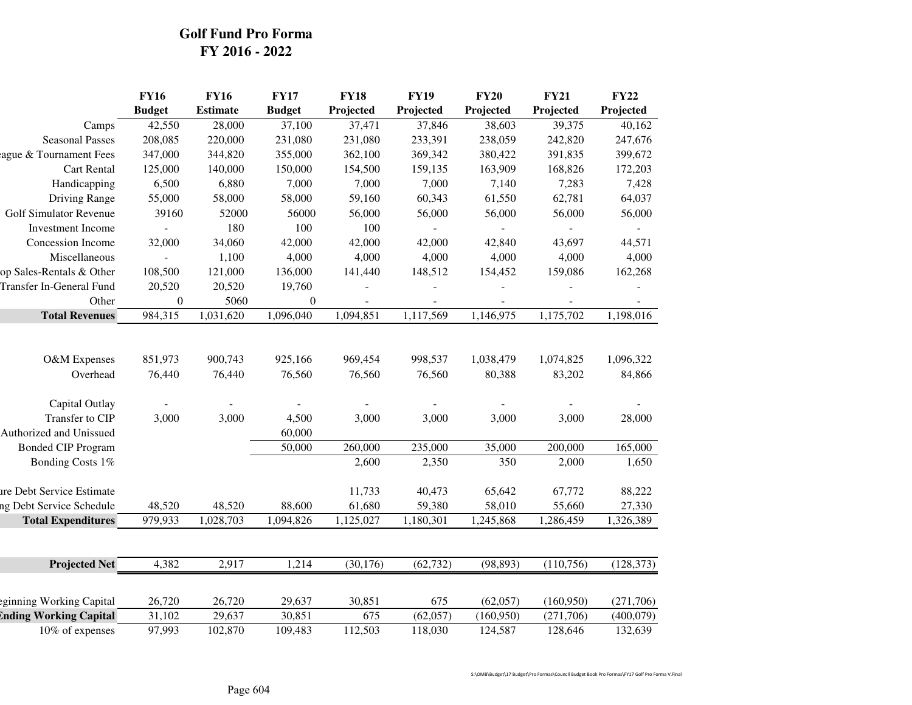# Golf Fund Pro Forma
## FY 2016 - 2022

| | FY16 Budget | FY16 Estimate | FY17 Budget | FY18 Projected | FY19 Projected | FY20 Projected | FY21 Projected | FY22 Projected |
|---|---|---|---|---|---|---|---|---|
| Camps | 42,550 | 28,000 | 37,100 | 37,471 | 37,846 | 38,603 | 39,375 | 40,162 |
| Seasonal Passes | 208,085 | 220,000 | 231,080 | 231,080 | 233,391 | 238,059 | 242,820 | 247,676 |
| ague & Tournament Fees | 347,000 | 344,820 | 355,000 | 362,100 | 369,342 | 380,422 | 391,835 | 399,672 |
| Cart Rental | 125,000 | 140,000 | 150,000 | 154,500 | 159,135 | 163,909 | 168,826 | 172,203 |
| Handicapping | 6,500 | 6,880 | 7,000 | 7,000 | 7,000 | 7,140 | 7,283 | 7,428 |
| Driving Range | 55,000 | 58,000 | 58,000 | 59,160 | 60,343 | 61,550 | 62,781 | 64,037 |
| Golf Simulator Revenue | 39160 | 52000 | 56000 | 56,000 | 56,000 | 56,000 | 56,000 | 56,000 |
| Investment Income | - | 180 | 100 | 100 | - | - | - | - |
| Concession Income | 32,000 | 34,060 | 42,000 | 42,000 | 42,000 | 42,840 | 43,697 | 44,571 |
| Miscellaneous | - | 1,100 | 4,000 | 4,000 | 4,000 | 4,000 | 4,000 | 4,000 |
| op Sales-Rentals & Other | 108,500 | 121,000 | 136,000 | 141,440 | 148,512 | 154,452 | 159,086 | 162,268 |
| Transfer In-General Fund | 20,520 | 20,520 | 19,760 | - | - | - | - | - |
| Other | 0 | 5060 | 0 | - | - | - | - | - |
| **Total Revenues** | 984,315 | 1,031,620 | 1,096,040 | 1,094,851 | 1,117,569 | 1,146,975 | 1,175,702 | 1,198,016 |
| | | | | | | | | |
| O&M Expenses | 851,973 | 900,743 | 925,166 | 969,454 | 998,537 | 1,038,479 | 1,074,825 | 1,096,322 |
| Overhead | 76,440 | 76,440 | 76,560 | 76,560 | 76,560 | 80,388 | 83,202 | 84,866 |
| | | | | | | | | |
| Capital Outlay | - | - | - | - | - | - | - | - |
| Transfer to CIP | 3,000 | 3,000 | 4,500 | 3,000 | 3,000 | 3,000 | 3,000 | 28,000 |
| Authorized and Unissued | | | 60,000 | | | | | |
| Bonded CIP Program | | | 50,000 | 260,000 | 235,000 | 35,000 | 200,000 | 165,000 |
| Bonding Costs 1% | | | | 2,600 | 2,350 | 350 | 2,000 | 1,650 |
| | | | | | | | | |
| ure Debt Service Estimate | | | | 11,733 | 40,473 | 65,642 | 67,772 | 88,222 |
| ng Debt Service Schedule | 48,520 | 48,520 | 88,600 | 61,680 | 59,380 | 58,010 | 55,660 | 27,330 |
| **Total Expenditures** | 979,933 | 1,028,703 | 1,094,826 | 1,125,027 | 1,180,301 | 1,245,868 | 1,286,459 | 1,326,389 |
| | | | | | | | | |
| **Projected Net** | 4,382 | 2,917 | 1,214 | (30,176) | (62,732) | (98,893) | (110,756) | (128,373) |
| | | | | | | | | |
| eginning Working Capital | 26,720 | 26,720 | 29,637 | 30,851 | 675 | (62,057) | (160,950) | (271,706) |
| **Ending Working Capital** | 31,102 | 29,637 | 30,851 | 675 | (62,057) | (160,950) | (271,706) | (400,079) |
| 10% of expenses | 97,993 | 102,870 | 109,483 | 112,503 | 118,030 | 124,587 | 128,646 | 132,639 |

S:\OMB\Budget\17 Budget\Pro Formas\Council Budget Book Pro Formas\FY17 Golf Pro Forma V.Final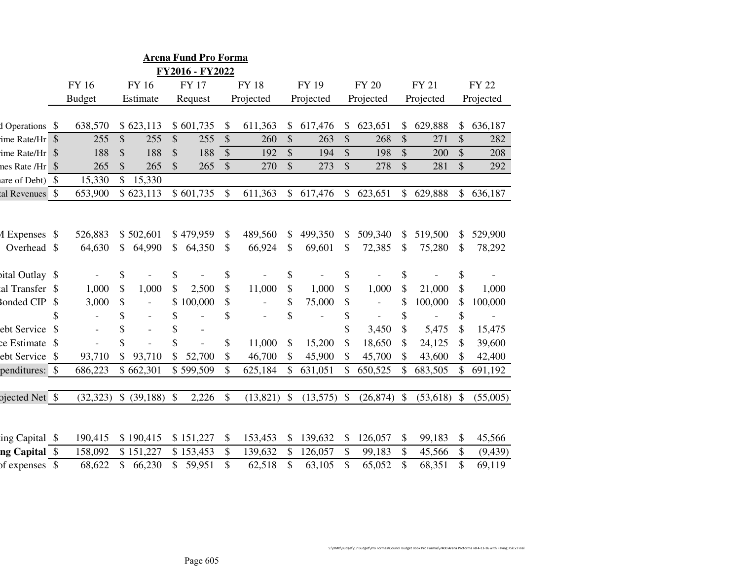## Arena Fund Pro Forma

### FY2016 - FY2022

| | FY 16 Budget | FY 16 Estimate | FY 17 Request | FY 18 Projected | FY 19 Projected | FY 20 Projected | FY 21 Projected | FY 22 Projected |
|---|---|---|---|---|---|---|---|---|
| d Operations | $ 638,570 | $ 623,113 | $ 601,735 | $ 611,363 | $ 617,476 | $ 623,651 | $ 629,888 | $ 636,187 |
| rime Rate/Hr | $ 255 | $ 255 | $ 255 | $ 260 | $ 263 | $ 268 | $ 271 | $ 282 |
| rime Rate/Hr | $ 188 | $ 188 | $ 188 | $ 192 | $ 194 | $ 198 | $ 200 | $ 208 |
| mes Rate /Hr | $ 265 | $ 265 | $ 265 | $ 270 | $ 273 | $ 278 | $ 281 | $ 292 |
| nare of Debt) | $ 15,330 | $ 15,330 | | | | | | |
| tal Revenues | $ 653,900 | $ 623,113 | $ 601,735 | $ 611,363 | $ 617,476 | $ 623,651 | $ 629,888 | $ 636,187 |
| | | | | | | | | |
| M Expenses | $ 526,883 | $ 502,601 | $ 479,959 | $ 489,560 | $ 499,350 | $ 509,340 | $ 519,500 | $ 529,900 |
| Overhead | $ 64,630 | $ 64,990 | $ 64,350 | $ 66,924 | $ 69,601 | $ 72,385 | $ 75,280 | $ 78,292 |
| | | | | | | | | |
| pital Outlay | $ - | $ - | $ - | $ - | $ - | $ - | $ - | $ - |
| al Transfer | $ 1,000 | $ 1,000 | $ 2,500 | $ 11,000 | $ 1,000 | $ 1,000 | $ 21,000 | $ 1,000 |
| Bonded CIP | $ 3,000 | $ - | $ 100,000 | $ - | $ 75,000 | $ - | $ 100,000 | $ 100,000 |
| | $ - | $ - | $ - | $ - | $ - | $ - | $ - | $ - |
| ebt Service | $ - | $ - | $ - | | | $ 3,450 | $ 5,475 | $ 15,475 |
| ce Estimate | $ - | $ - | $ - | $ 11,000 | $ 15,200 | $ 18,650 | $ 24,125 | $ 39,600 |
| ebt Service | $ 93,710 | $ 93,710 | $ 52,700 | $ 46,700 | $ 45,900 | $ 45,700 | $ 43,600 | $ 42,400 |
| penditures: | $ 686,223 | $ 662,301 | $ 599,509 | $ 625,184 | $ 631,051 | $ 650,525 | $ 683,505 | $ 691,192 |
| | | | | | | | | |
| ojected Net | $ (32,323) | $ (39,188) | $ 2,226 | $ (13,821) | $ (13,575) | $ (26,874) | $ (53,618) | $ (55,005) |
| | | | | | | | | |
| ing Capital | $ 190,415 | $ 190,415 | $ 151,227 | $ 153,453 | $ 139,632 | $ 126,057 | $ 99,183 | $ 45,566 |
| **ng Capital** | $ 158,092 | $ 151,227 | $ 153,453 | $ 139,632 | $ 126,057 | $ 99,183 | $ 45,566 | $ (9,439) |
| of expenses | $ 68,622 | $ 66,230 | $ 59,951 | $ 62,518 | $ 63,105 | $ 65,052 | $ 68,351 | $ 69,119 |

S:\OMB\Budget\17 Budget\Pro Formas\Council Budget Book Pro Formas\7400 Arena Proforma v8 4-13-16 with Paving 75k.v.Final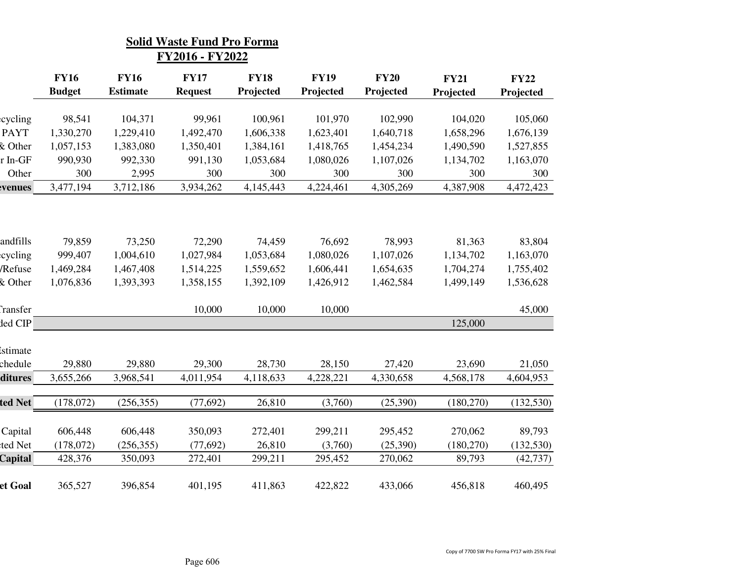## Solid Waste Fund Pro Forma
## FY2016 - FY2022

| | FY16 Budget | FY16 Estimate | FY17 Request | FY18 Projected | FY19 Projected | FY20 Projected | FY21 Projected | FY22 Projected |
|---|---|---|---|---|---|---|---|---|
| ecycling | 98,541 | 104,371 | 99,961 | 100,961 | 101,970 | 102,990 | 104,020 | 105,060 |
| PAYT | 1,330,270 | 1,229,410 | 1,492,470 | 1,606,338 | 1,623,401 | 1,640,718 | 1,658,296 | 1,676,139 |
| & Other | 1,057,153 | 1,383,080 | 1,350,401 | 1,384,161 | 1,418,765 | 1,454,234 | 1,490,590 | 1,527,855 |
| r In-GF | 990,930 | 992,330 | 991,130 | 1,053,684 | 1,080,026 | 1,107,026 | 1,134,702 | 1,163,070 |
| Other | 300 | 2,995 | 300 | 300 | 300 | 300 | 300 | 300 |
| **evenues** | 3,477,194 | 3,712,186 | 3,934,262 | 4,145,443 | 4,224,461 | 4,305,269 | 4,387,908 | 4,472,423 |
| | | | | | | | | |
| andfills | 79,859 | 73,250 | 72,290 | 74,459 | 76,692 | 78,993 | 81,363 | 83,804 |
| ecycling | 999,407 | 1,004,610 | 1,027,984 | 1,053,684 | 1,080,026 | 1,107,026 | 1,134,702 | 1,163,070 |
| /Refuse | 1,469,284 | 1,467,408 | 1,514,225 | 1,559,652 | 1,606,441 | 1,654,635 | 1,704,274 | 1,755,402 |
| & Other | 1,076,836 | 1,393,393 | 1,358,155 | 1,392,109 | 1,426,912 | 1,462,584 | 1,499,149 | 1,536,628 |
| Transfer | | | 10,000 | 10,000 | 10,000 | | | 45,000 |
| ded CIP | | | | | | | 125,000 | |
| Estimate | | | | | | | | |
| chedule | 29,880 | 29,880 | 29,300 | 28,730 | 28,150 | 27,420 | 23,690 | 21,050 |
| **ditures** | 3,655,266 | 3,968,541 | 4,011,954 | 4,118,633 | 4,228,221 | 4,330,658 | 4,568,178 | 4,604,953 |
| | | | | | | | | |
| **ted Net** | (178,072) | (256,355) | (77,692) | 26,810 | (3,760) | (25,390) | (180,270) | (132,530) |
| | | | | | | | | |
| Capital | 606,448 | 606,448 | 350,093 | 272,401 | 299,211 | 295,452 | 270,062 | 89,793 |
| cted Net | (178,072) | (256,355) | (77,692) | 26,810 | (3,760) | (25,390) | (180,270) | (132,530) |
| **Capital** | 428,376 | 350,093 | 272,401 | 299,211 | 295,452 | 270,062 | 89,793 | (42,737) |
| | | | | | | | | |
| **et Goal** | 365,527 | 396,854 | 401,195 | 411,863 | 422,822 | 433,066 | 456,818 | 460,495 |

Copy of 7700 SW Pro Forma FY17 with 25% Final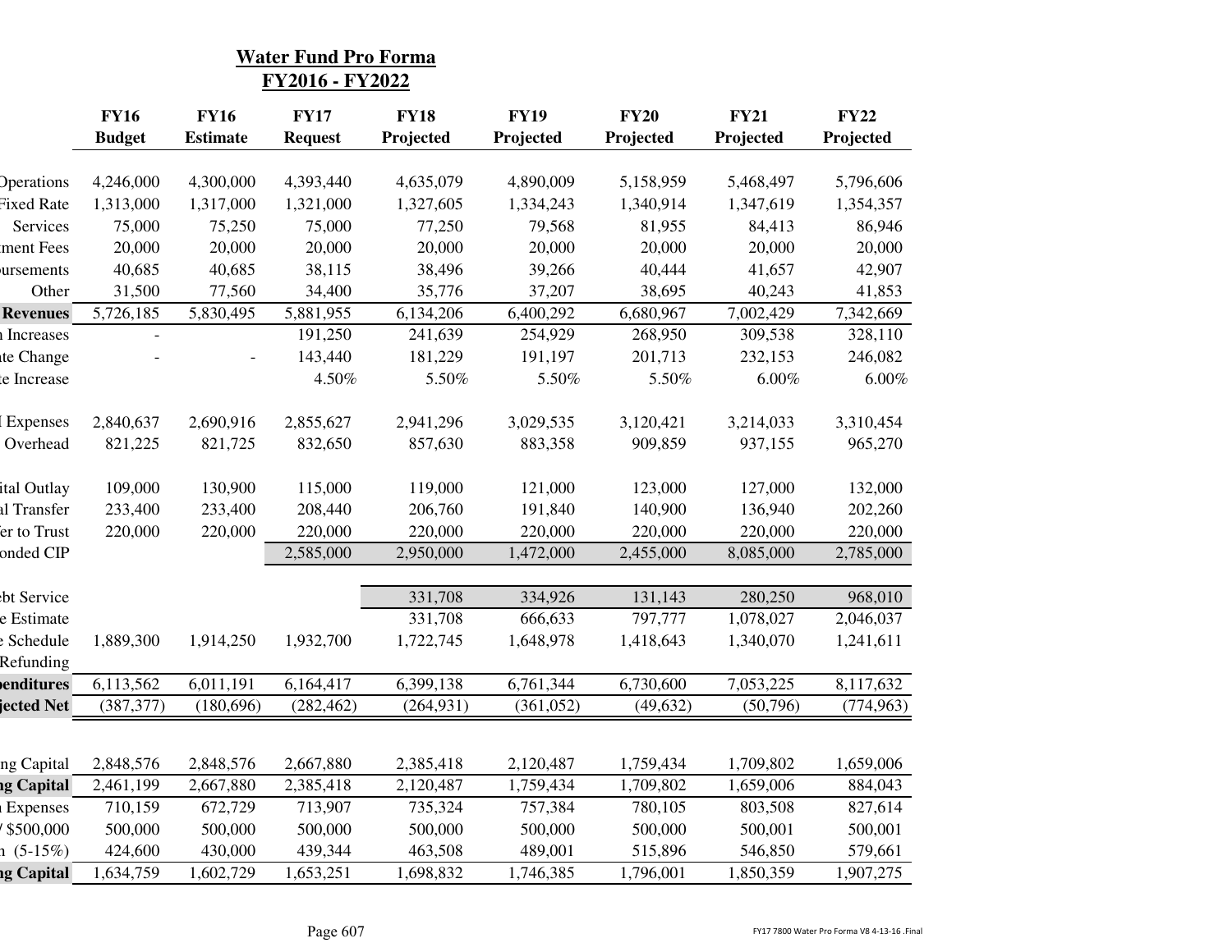## Water Fund Pro Forma
## FY2016 - FY2022

| | FY16 Budget | FY16 Estimate | FY17 Request | FY18 Projected | FY19 Projected | FY20 Projected | FY21 Projected | FY22 Projected |
|---|---|---|---|---|---|---|---|---|
| Operations | 4,246,000 | 4,300,000 | 4,393,440 | 4,635,079 | 4,890,009 | 5,158,959 | 5,468,497 | 5,796,606 |
| Fixed Rate | 1,313,000 | 1,317,000 | 1,321,000 | 1,327,605 | 1,334,243 | 1,340,914 | 1,347,619 | 1,354,357 |
| Services | 75,000 | 75,250 | 75,000 | 77,250 | 79,568 | 81,955 | 84,413 | 86,946 |
| ment Fees | 20,000 | 20,000 | 20,000 | 20,000 | 20,000 | 20,000 | 20,000 | 20,000 |
| ursements | 40,685 | 40,685 | 38,115 | 38,496 | 39,266 | 40,444 | 41,657 | 42,907 |
| Other | 31,500 | 77,560 | 34,400 | 35,776 | 37,207 | 38,695 | 40,243 | 41,853 |
| **Revenues** | 5,726,185 | 5,830,495 | 5,881,955 | 6,134,206 | 6,400,292 | 6,680,967 | 7,002,429 | 7,342,669 |
| Increases | - | | 191,250 | 241,639 | 254,929 | 268,950 | 309,538 | 328,110 |
| te Change | - | - | 143,440 | 181,229 | 191,197 | 201,713 | 232,153 | 246,082 |
| e Increase | | | 4.50% | 5.50% | 5.50% | 5.50% | 6.00% | 6.00% |
| Expenses | 2,840,637 | 2,690,916 | 2,855,627 | 2,941,296 | 3,029,535 | 3,120,421 | 3,214,033 | 3,310,454 |
| Overhead | 821,225 | 821,725 | 832,650 | 857,630 | 883,358 | 909,859 | 937,155 | 965,270 |
| ital Outlay | 109,000 | 130,900 | 115,000 | 119,000 | 121,000 | 123,000 | 127,000 | 132,000 |
| al Transfer | 233,400 | 233,400 | 208,440 | 206,760 | 191,840 | 140,900 | 136,940 | 202,260 |
| er to Trust | 220,000 | 220,000 | 220,000 | 220,000 | 220,000 | 220,000 | 220,000 | 220,000 |
| onded CIP | | | 2,585,000 | 2,950,000 | 1,472,000 | 2,455,000 | 8,085,000 | 2,785,000 |
| bt Service | | | | 331,708 | 334,926 | 131,143 | 280,250 | 968,010 |
| e Estimate | | | | 331,708 | 666,633 | 797,777 | 1,078,027 | 2,046,037 |
| e Schedule | 1,889,300 | 1,914,250 | 1,932,700 | 1,722,745 | 1,648,978 | 1,418,643 | 1,340,070 | 1,241,611 |
| Refunding | | | | | | | | |
| **penditures** | 6,113,562 | 6,011,191 | 6,164,417 | 6,399,138 | 6,761,344 | 6,730,600 | 7,053,225 | 8,117,632 |
| **jected Net** | (387,377) | (180,696) | (282,462) | (264,931) | (361,052) | (49,632) | (50,796) | (774,963) |
| ng Capital | 2,848,576 | 2,848,576 | 2,667,880 | 2,385,418 | 2,120,487 | 1,759,434 | 1,709,802 | 1,659,006 |
| **ng Capital** | 2,461,199 | 2,667,880 | 2,385,418 | 2,120,487 | 1,759,434 | 1,709,802 | 1,659,006 | 884,043 |
| Expenses | 710,159 | 672,729 | 713,907 | 735,324 | 757,384 | 780,105 | 803,508 | 827,614 |
| / $500,000 | 500,000 | 500,000 | 500,000 | 500,000 | 500,000 | 500,000 | 500,001 | 500,001 |
| n (5-15%) | 424,600 | 430,000 | 439,344 | 463,508 | 489,001 | 515,896 | 546,850 | 579,661 |
| **ng Capital** | 1,634,759 | 1,602,729 | 1,653,251 | 1,698,832 | 1,746,385 | 1,796,001 | 1,850,359 | 1,907,275 |

FY17 7800 Water Pro Forma V8 4-13-16 .Final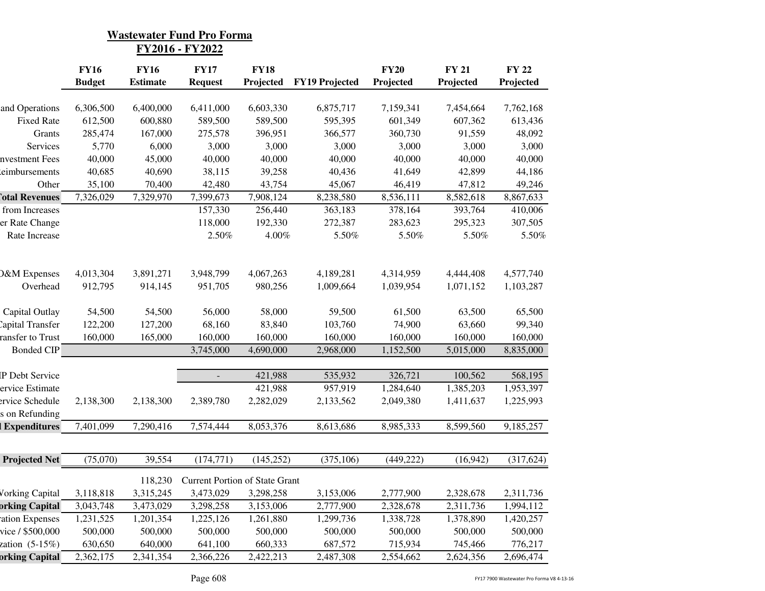## Wastewater Fund Pro Forma
## FY2016 - FY2022

| | FY16 Budget | FY16 Estimate | FY17 Request | FY18 Projected | FY19 Projected | FY20 Projected | FY 21 Projected | FY 22 Projected |
|---|---|---|---|---|---|---|---|---|
| and Operations | 6,306,500 | 6,400,000 | 6,411,000 | 6,603,330 | 6,875,717 | 7,159,341 | 7,454,664 | 7,762,168 |
| Fixed Rate | 612,500 | 600,880 | 589,500 | 589,500 | 595,395 | 601,349 | 607,362 | 613,436 |
| Grants | 285,474 | 167,000 | 275,578 | 396,951 | 366,577 | 360,730 | 91,559 | 48,092 |
| Services | 5,770 | 6,000 | 3,000 | 3,000 | 3,000 | 3,000 | 3,000 | 3,000 |
| nvestment Fees | 40,000 | 45,000 | 40,000 | 40,000 | 40,000 | 40,000 | 40,000 | 40,000 |
| eimbursements | 40,685 | 40,690 | 38,115 | 39,258 | 40,436 | 41,649 | 42,899 | 44,186 |
| Other | 35,100 | 70,400 | 42,480 | 43,754 | 45,067 | 46,419 | 47,812 | 49,246 |
| **Total Revenues** | 7,326,029 | 7,329,970 | 7,399,673 | 7,908,124 | 8,238,580 | 8,536,111 | 8,582,618 | 8,867,633 |
| from Increases | | | 157,330 | 256,440 | 363,183 | 378,164 | 393,764 | 410,006 |
| er Rate Change | | | 118,000 | 192,330 | 272,387 | 283,623 | 295,323 | 307,505 |
| Rate Increase | | | 2.50% | 4.00% | 5.50% | 5.50% | 5.50% | 5.50% |
| | | | | | | | | |
| O&M Expenses | 4,013,304 | 3,891,271 | 3,948,799 | 4,067,263 | 4,189,281 | 4,314,959 | 4,444,408 | 4,577,740 |
| Overhead | 912,795 | 914,145 | 951,705 | 980,256 | 1,009,664 | 1,039,954 | 1,071,152 | 1,103,287 |
| | | | | | | | | |
| Capital Outlay | 54,500 | 54,500 | 56,000 | 58,000 | 59,500 | 61,500 | 63,500 | 65,500 |
| Capital Transfer | 122,200 | 127,200 | 68,160 | 83,840 | 103,760 | 74,900 | 63,660 | 99,340 |
| ransfer to Trust | 160,000 | 165,000 | 160,000 | 160,000 | 160,000 | 160,000 | 160,000 | 160,000 |
| Bonded CIP | | | 3,745,000 | 4,690,000 | 2,968,000 | 1,152,500 | 5,015,000 | 8,835,000 |
| | | | | | | | | |
| P Debt Service | | | - | 421,988 | 535,932 | 326,721 | 100,562 | 568,195 |
| ervice Estimate | | | | 421,988 | 957,919 | 1,284,640 | 1,385,203 | 1,953,397 |
| ervice Schedule | 2,138,300 | 2,138,300 | 2,389,780 | 2,282,029 | 2,133,562 | 2,049,380 | 1,411,637 | 1,225,993 |
| s on Refunding | | | | | | | | |
| **l Expenditures** | 7,401,099 | 7,290,416 | 7,574,444 | 8,053,376 | 8,613,686 | 8,985,333 | 8,599,560 | 9,185,257 |
| | | | | | | | | |
| **Projected Net** | (75,070) | 39,554 | (174,771) | (145,252) | (375,106) | (449,222) | (16,942) | (317,624) |
| | | 118,230 | Current Portion of State Grant | | | | | |
| Vorking Capital | 3,118,818 | 3,315,245 | 3,473,029 | 3,298,258 | 3,153,006 | 2,777,900 | 2,328,678 | 2,311,736 |
| **orking Capital** | 3,043,748 | 3,473,029 | 3,298,258 | 3,153,006 | 2,777,900 | 2,328,678 | 2,311,736 | 1,994,112 |
| ration Expenses | 1,231,525 | 1,201,354 | 1,225,126 | 1,261,880 | 1,299,736 | 1,338,728 | 1,378,890 | 1,420,257 |
| vice / $500,000 | 500,000 | 500,000 | 500,000 | 500,000 | 500,000 | 500,000 | 500,000 | 500,000 |
| zation (5-15%) | 630,650 | 640,000 | 641,100 | 660,333 | 687,572 | 715,934 | 745,466 | 776,217 |
| **orking Capital** | 2,362,175 | 2,341,354 | 2,366,226 | 2,422,213 | 2,487,308 | 2,554,662 | 2,624,356 | 2,696,474 |

FY17 7900 Wastewater Pro Forma V8 4-13-16